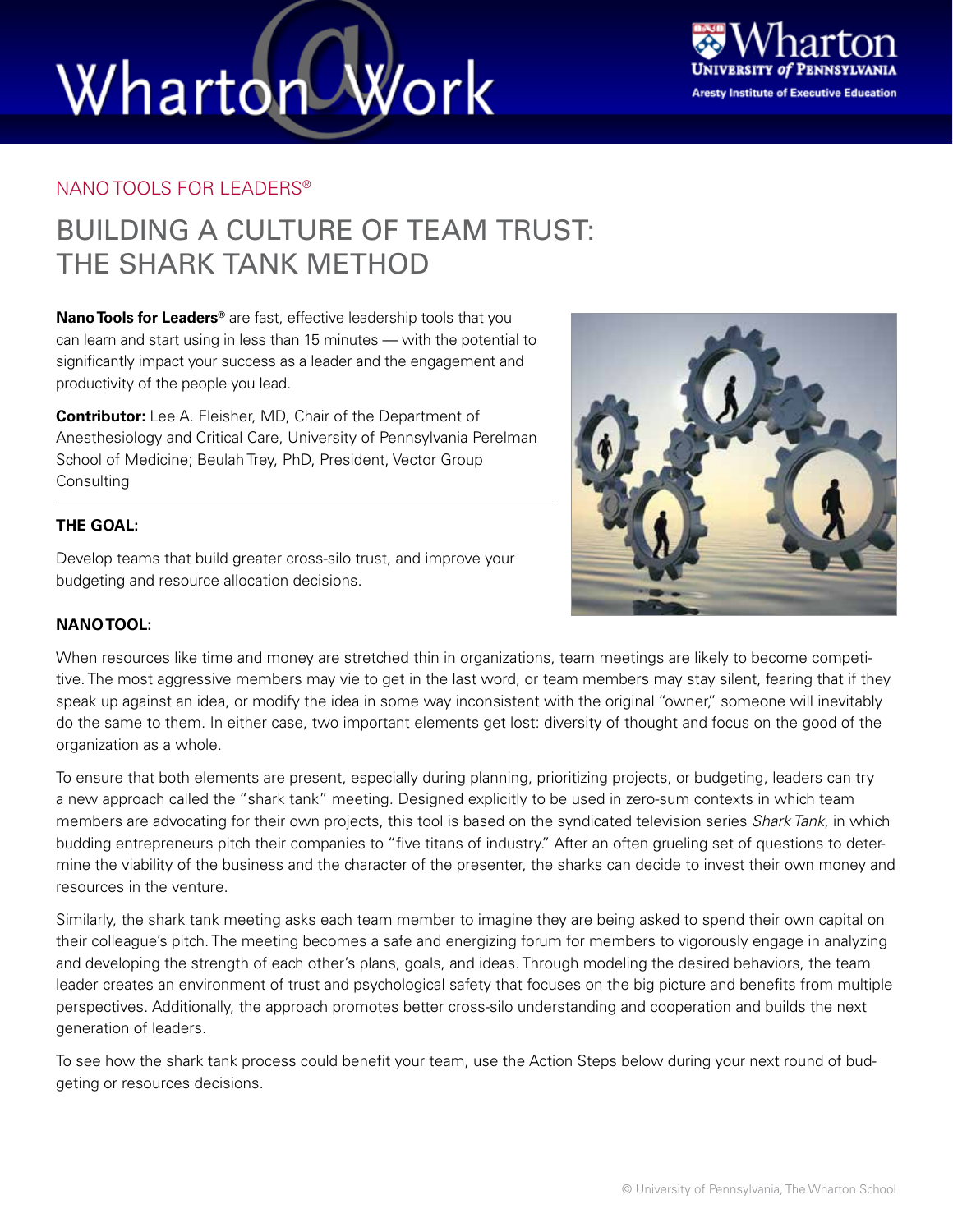# Wharton@Work

Wharton University of Pennsylvania
Aresty Institute of Executive Education

NANO TOOLS FOR LEADERS®

## BUILDING A CULTURE OF TEAM TRUST: THE SHARK TANK METHOD

**Nano Tools for Leaders®** are fast, effective leadership tools that you can learn and start using in less than 15 minutes — with the potential to significantly impact your success as a leader and the engagement and productivity of the people you lead.

**Contributor:** Lee A. Fleisher, MD, Chair of the Department of Anesthesiology and Critical Care, University of Pennsylvania Perelman School of Medicine; Beulah Trey, PhD, President, Vector Group Consulting

### THE GOAL:

Develop teams that build greater cross-silo trust, and improve your budgeting and resource allocation decisions.

### NANO TOOL:

When resources like time and money are stretched thin in organizations, team meetings are likely to become competitive. The most aggressive members may vie to get in the last word, or team members may stay silent, fearing that if they speak up against an idea, or modify the idea in some way inconsistent with the original "owner," someone will inevitably do the same to them. In either case, two important elements get lost: diversity of thought and focus on the good of the organization as a whole.

To ensure that both elements are present, especially during planning, prioritizing projects, or budgeting, leaders can try a new approach called the "shark tank" meeting. Designed explicitly to be used in zero-sum contexts in which team members are advocating for their own projects, this tool is based on the syndicated television series *Shark Tank*, in which budding entrepreneurs pitch their companies to "five titans of industry." After an often grueling set of questions to determine the viability of the business and the character of the presenter, the sharks can decide to invest their own money and resources in the venture.

Similarly, the shark tank meeting asks each team member to imagine they are being asked to spend their own capital on their colleague's pitch. The meeting becomes a safe and energizing forum for members to vigorously engage in analyzing and developing the strength of each other's plans, goals, and ideas. Through modeling the desired behaviors, the team leader creates an environment of trust and psychological safety that focuses on the big picture and benefits from multiple perspectives. Additionally, the approach promotes better cross-silo understanding and cooperation and builds the next generation of leaders.

To see how the shark tank process could benefit your team, use the Action Steps below during your next round of budgeting or resources decisions.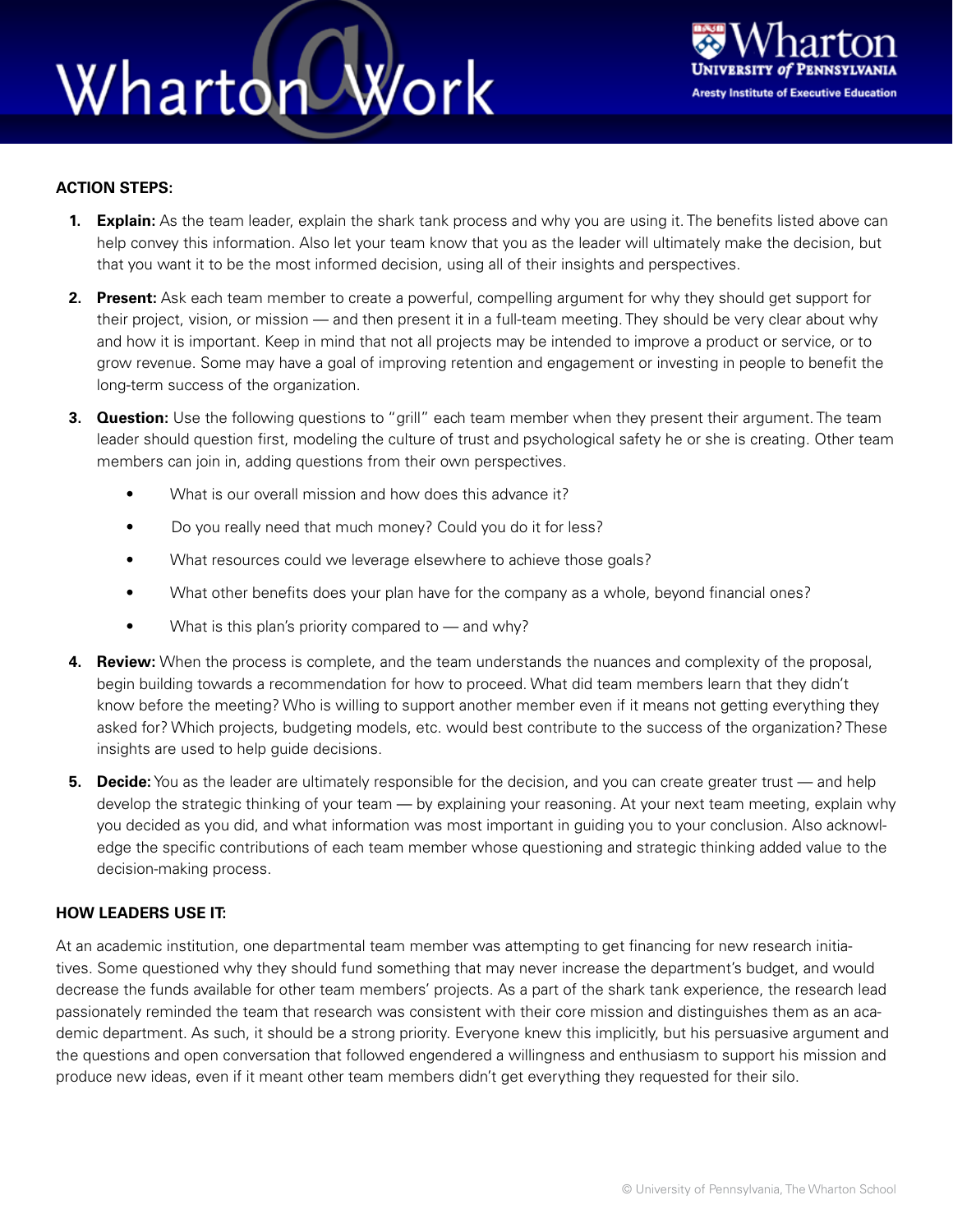**ACTION STEPS:**

1. **Explain:** As the team leader, explain the shark tank process and why you are using it. The benefits listed above can help convey this information. Also let your team know that you as the leader will ultimately make the decision, but that you want it to be the most informed decision, using all of their insights and perspectives.

2. **Present:** Ask each team member to create a powerful, compelling argument for why they should get support for their project, vision, or mission — and then present it in a full-team meeting. They should be very clear about why and how it is important. Keep in mind that not all projects may be intended to improve a product or service, or to grow revenue. Some may have a goal of improving retention and engagement or investing in people to benefit the long-term success of the organization.

3. **Question:** Use the following questions to "grill" each team member when they present their argument. The team leader should question first, modeling the culture of trust and psychological safety he or she is creating. Other team members can join in, adding questions from their own perspectives.
   - What is our overall mission and how does this advance it?
   - Do you really need that much money? Could you do it for less?
   - What resources could we leverage elsewhere to achieve those goals?
   - What other benefits does your plan have for the company as a whole, beyond financial ones?
   - What is this plan's priority compared to — and why?

4. **Review:** When the process is complete, and the team understands the nuances and complexity of the proposal, begin building towards a recommendation for how to proceed. What did team members learn that they didn't know before the meeting? Who is willing to support another member even if it means not getting everything they asked for? Which projects, budgeting models, etc. would best contribute to the success of the organization? These insights are used to help guide decisions.

5. **Decide:** You as the leader are ultimately responsible for the decision, and you can create greater trust — and help develop the strategic thinking of your team — by explaining your reasoning. At your next team meeting, explain why you decided as you did, and what information was most important in guiding you to your conclusion. Also acknowledge the specific contributions of each team member whose questioning and strategic thinking added value to the decision-making process.

**HOW LEADERS USE IT:**

At an academic institution, one departmental team member was attempting to get financing for new research initiatives. Some questioned why they should fund something that may never increase the department's budget, and would decrease the funds available for other team members' projects. As a part of the shark tank experience, the research lead passionately reminded the team that research was consistent with their core mission and distinguishes them as an academic department. As such, it should be a strong priority. Everyone knew this implicitly, but his persuasive argument and the questions and open conversation that followed engendered a willingness and enthusiasm to support his mission and produce new ideas, even if it meant other team members didn't get everything they requested for their silo.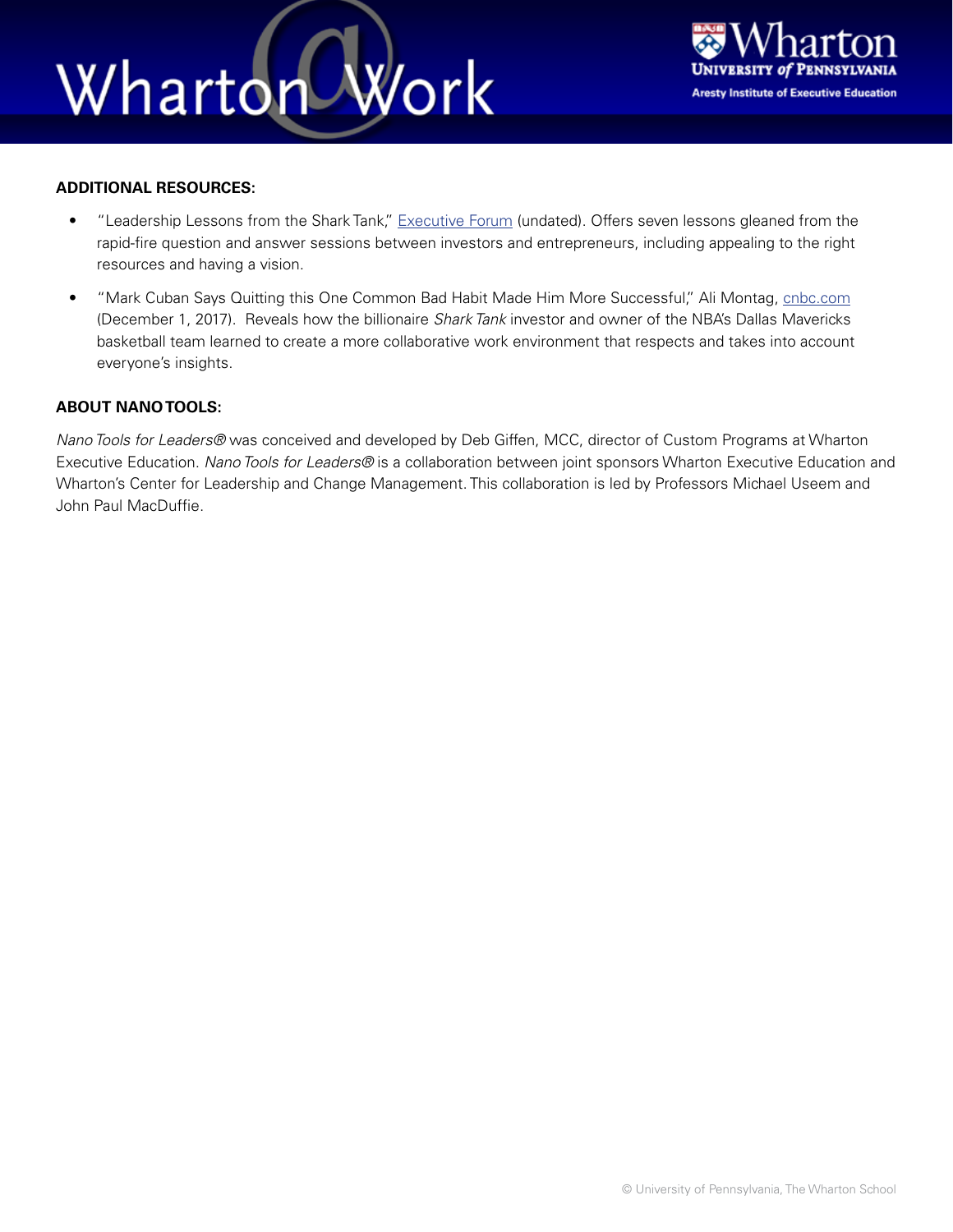**ADDITIONAL RESOURCES:**

- "Leadership Lessons from the Shark Tank," Executive Forum (undated). Offers seven lessons gleaned from the rapid-fire question and answer sessions between investors and entrepreneurs, including appealing to the right resources and having a vision.
- "Mark Cuban Says Quitting this One Common Bad Habit Made Him More Successful," Ali Montag, cnbc.com (December 1, 2017). Reveals how the billionaire *Shark Tank* investor and owner of the NBA's Dallas Mavericks basketball team learned to create a more collaborative work environment that respects and takes into account everyone's insights.

**ABOUT NANO TOOLS:**

*Nano Tools for Leaders®* was conceived and developed by Deb Giffen, MCC, director of Custom Programs at Wharton Executive Education. *Nano Tools for Leaders®* is a collaboration between joint sponsors Wharton Executive Education and Wharton's Center for Leadership and Change Management. This collaboration is led by Professors Michael Useem and John Paul MacDuffie.